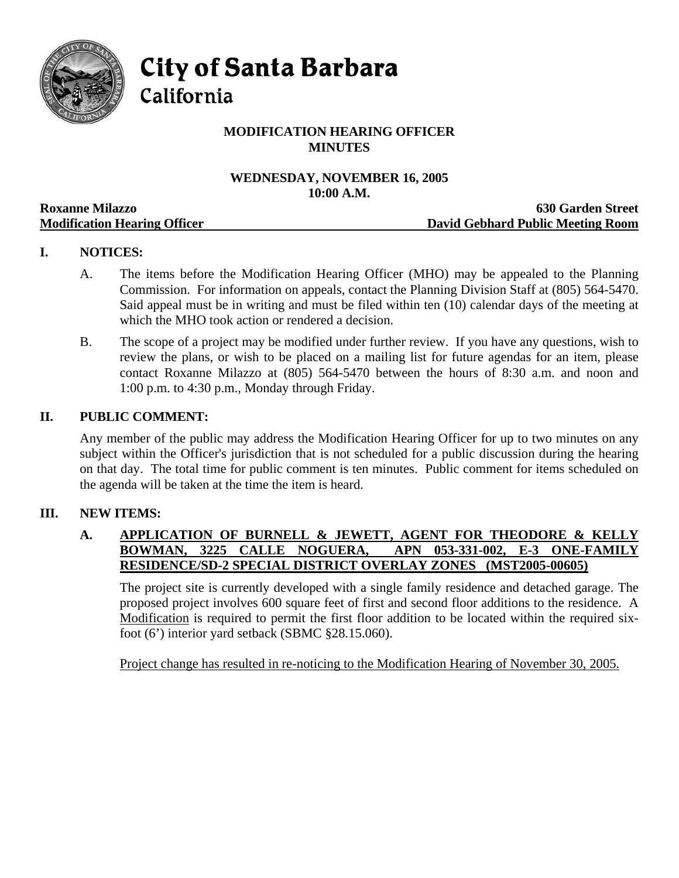# City of Santa Barbara
## California

**MODIFICATION HEARING OFFICER**
**MINUTES**

**WEDNESDAY, NOVEMBER 16, 2005**
**10:00 A.M.**

**Roxanne Milazzo** — **630 Garden Street**
**Modification Hearing Officer** — **David Gebhard Public Meeting Room**

## I. NOTICES:

A. The items before the Modification Hearing Officer (MHO) may be appealed to the Planning Commission. For information on appeals, contact the Planning Division Staff at (805) 564-5470. Said appeal must be in writing and must be filed within ten (10) calendar days of the meeting at which the MHO took action or rendered a decision.

B. The scope of a project may be modified under further review. If you have any questions, wish to review the plans, or wish to be placed on a mailing list for future agendas for an item, please contact Roxanne Milazzo at (805) 564-5470 between the hours of 8:30 a.m. and noon and 1:00 p.m. to 4:30 p.m., Monday through Friday.

## II. PUBLIC COMMENT:

Any member of the public may address the Modification Hearing Officer for up to two minutes on any subject within the Officer's jurisdiction that is not scheduled for a public discussion during the hearing on that day. The total time for public comment is ten minutes. Public comment for items scheduled on the agenda will be taken at the time the item is heard.

## III. NEW ITEMS:

### A. APPLICATION OF BURNELL & JEWETT, AGENT FOR THEODORE & KELLY BOWMAN, 3225 CALLE NOGUERA, APN 053-331-002, E-3 ONE-FAMILY RESIDENCE/SD-2 SPECIAL DISTRICT OVERLAY ZONES (MST2005-00605)

The project site is currently developed with a single family residence and detached garage. The proposed project involves 600 square feet of first and second floor additions to the residence. A Modification is required to permit the first floor addition to be located within the required six-foot (6') interior yard setback (SBMC §28.15.060).

Project change has resulted in re-noticing to the Modification Hearing of November 30, 2005.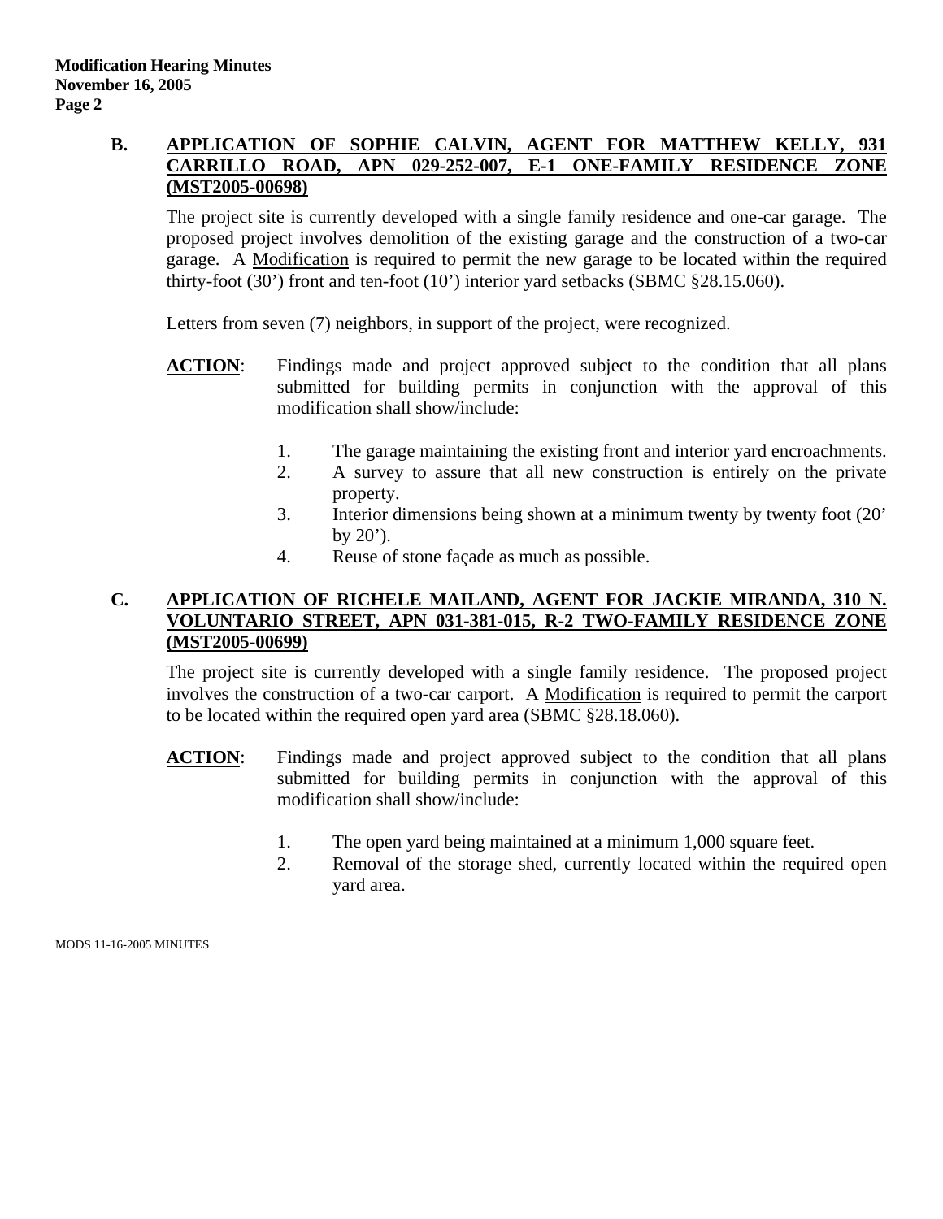## B. APPLICATION OF SOPHIE CALVIN, AGENT FOR MATTHEW KELLY, 931 CARRILLO ROAD, APN 029-252-007, E-1 ONE-FAMILY RESIDENCE ZONE (MST2005-00698)

The project site is currently developed with a single family residence and one-car garage. The proposed project involves demolition of the existing garage and the construction of a two-car garage. A Modification is required to permit the new garage to be located within the required thirty-foot (30') front and ten-foot (10') interior yard setbacks (SBMC §28.15.060).

Letters from seven (7) neighbors, in support of the project, were recognized.

**ACTION**: Findings made and project approved subject to the condition that all plans submitted for building permits in conjunction with the approval of this modification shall show/include:

1. The garage maintaining the existing front and interior yard encroachments.
2. A survey to assure that all new construction is entirely on the private property.
3. Interior dimensions being shown at a minimum twenty by twenty foot (20' by 20').
4. Reuse of stone façade as much as possible.

## C. APPLICATION OF RICHELE MAILAND, AGENT FOR JACKIE MIRANDA, 310 N. VOLUNTARIO STREET, APN 031-381-015, R-2 TWO-FAMILY RESIDENCE ZONE (MST2005-00699)

The project site is currently developed with a single family residence. The proposed project involves the construction of a two-car carport. A Modification is required to permit the carport to be located within the required open yard area (SBMC §28.18.060).

**ACTION**: Findings made and project approved subject to the condition that all plans submitted for building permits in conjunction with the approval of this modification shall show/include:

1. The open yard being maintained at a minimum 1,000 square feet.
2. Removal of the storage shed, currently located within the required open yard area.